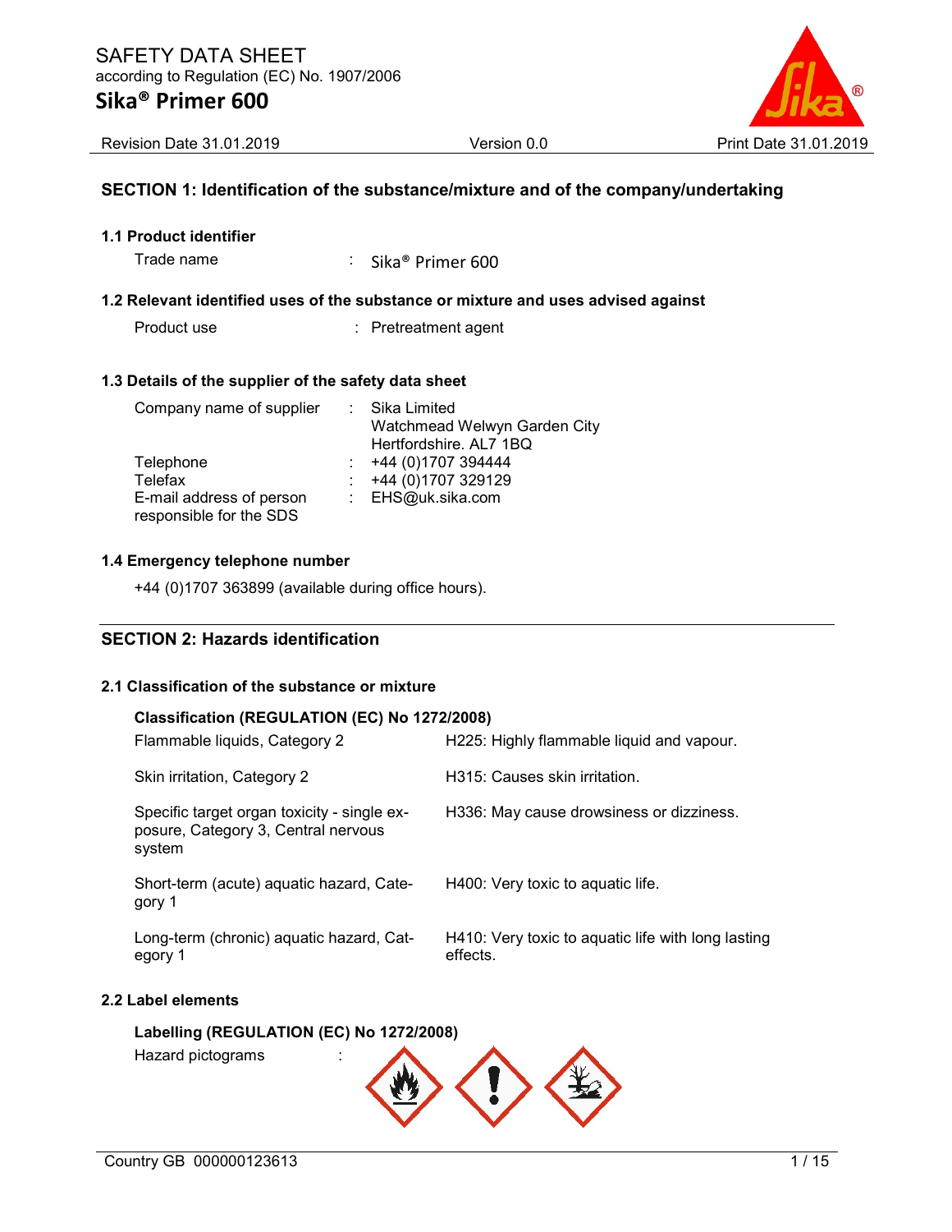# SAFETY DATA SHEET

according to Regulation (EC) No. 1907/2006

# Sika® Primer 600

Revision Date 31.01.2019 Version 0.0 Print Date 31.01.2019

## SECTION 1: Identification of the substance/mixture and of the company/undertaking

### 1.1 Product identifier

Trade name : Sika® Primer 600

### 1.2 Relevant identified uses of the substance or mixture and uses advised against

Product use : Pretreatment agent

### 1.3 Details of the supplier of the safety data sheet

| | | |
|---|---|---|
| Company name of supplier | : | Sika Limited<br>Watchmead Welwyn Garden City<br>Hertfordshire. AL7 1BQ |
| Telephone | : | +44 (0)1707 394444 |
| Telefax | : | +44 (0)1707 329129 |
| E-mail address of person responsible for the SDS | : | EHS@uk.sika.com |

### 1.4 Emergency telephone number

+44 (0)1707 363899 (available during office hours).

## SECTION 2: Hazards identification

### 2.1 Classification of the substance or mixture

**Classification (REGULATION (EC) No 1272/2008)**

| | |
|---|---|
| Flammable liquids, Category 2 | H225: Highly flammable liquid and vapour. |
| Skin irritation, Category 2 | H315: Causes skin irritation. |
| Specific target organ toxicity - single exposure, Category 3, Central nervous system | H336: May cause drowsiness or dizziness. |
| Short-term (acute) aquatic hazard, Category 1 | H400: Very toxic to aquatic life. |
| Long-term (chronic) aquatic hazard, Category 1 | H410: Very toxic to aquatic life with long lasting effects. |

### 2.2 Label elements

**Labelling (REGULATION (EC) No 1272/2008)**

Hazard pictograms :

Country GB 000000123613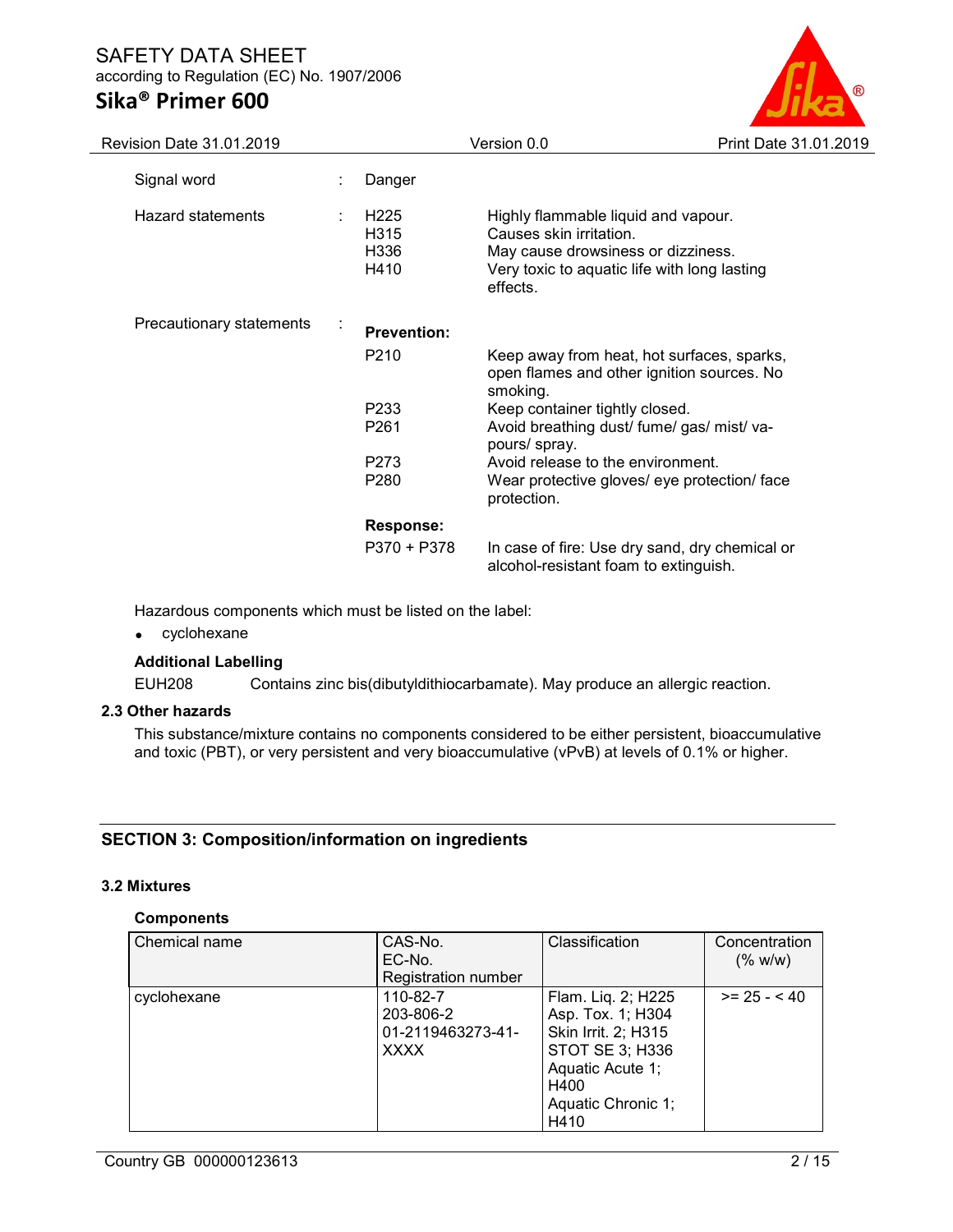| | | | |
|---|---|---|---|
| Signal word | : | Danger | |
| Hazard statements | : | H225 | Highly flammable liquid and vapour. |
| | | H315 | Causes skin irritation. |
| | | H336 | May cause drowsiness or dizziness. |
| | | H410 | Very toxic to aquatic life with long lasting effects. |
| Precautionary statements | : | **Prevention:** | |
| | | P210 | Keep away from heat, hot surfaces, sparks, open flames and other ignition sources. No smoking. |
| | | P233 | Keep container tightly closed. |
| | | P261 | Avoid breathing dust/ fume/ gas/ mist/ vapours/ spray. |
| | | P273 | Avoid release to the environment. |
| | | P280 | Wear protective gloves/ eye protection/ face protection. |
| | | **Response:** | |
| | | P370 + P378 | In case of fire: Use dry sand, dry chemical or alcohol-resistant foam to extinguish. |

Hazardous components which must be listed on the label:

- cyclohexane

**Additional Labelling**

EUH208 Contains zinc bis(dibutyldithiocarbamate). May produce an allergic reaction.

### 2.3 Other hazards

This substance/mixture contains no components considered to be either persistent, bioaccumulative and toxic (PBT), or very persistent and very bioaccumulative (vPvB) at levels of 0.1% or higher.

## SECTION 3: Composition/information on ingredients

### 3.2 Mixtures

**Components**

| Chemical name | CAS-No.<br>EC-No.<br>Registration number | Classification | Concentration (% w/w) |
|---|---|---|---|
| cyclohexane | 110-82-7<br>203-806-2<br>01-2119463273-41-XXXX | Flam. Liq. 2; H225<br>Asp. Tox. 1; H304<br>Skin Irrit. 2; H315<br>STOT SE 3; H336<br>Aquatic Acute 1; H400<br>Aquatic Chronic 1; H410 | >= 25 - < 40 |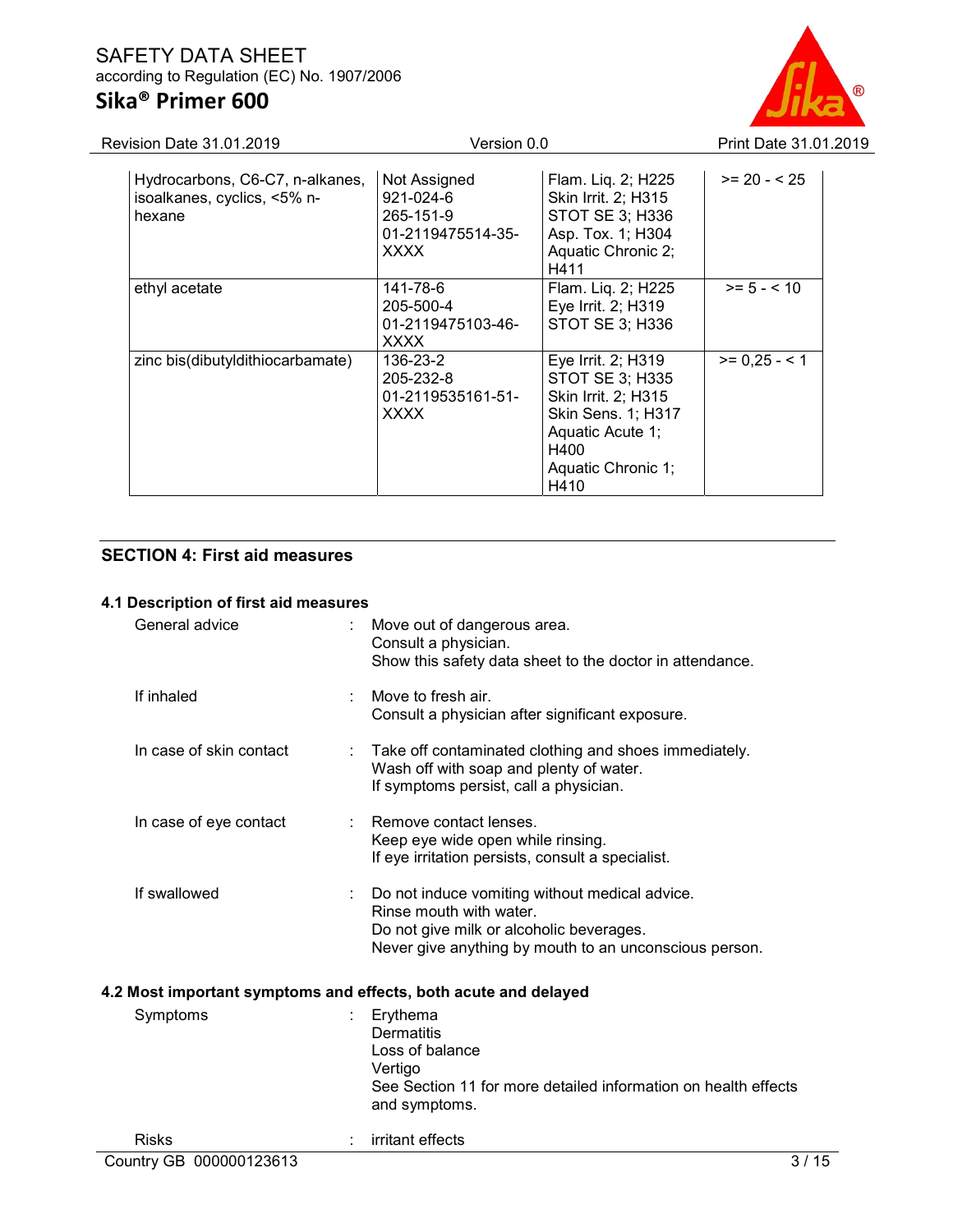| | | | |
|---|---|---|---|
| Hydrocarbons, C6-C7, n-alkanes, isoalkanes, cyclics, <5% n-hexane | Not Assigned<br>921-024-6<br>265-151-9<br>01-2119475514-35-XXXX | Flam. Liq. 2; H225<br>Skin Irrit. 2; H315<br>STOT SE 3; H336<br>Asp. Tox. 1; H304<br>Aquatic Chronic 2; H411 | >= 20 - < 25 |
| ethyl acetate | 141-78-6<br>205-500-4<br>01-2119475103-46-XXXX | Flam. Liq. 2; H225<br>Eye Irrit. 2; H319<br>STOT SE 3; H336 | >= 5 - < 10 |
| zinc bis(dibutyldithiocarbamate) | 136-23-2<br>205-232-8<br>01-2119535161-51-XXXX | Eye Irrit. 2; H319<br>STOT SE 3; H335<br>Skin Irrit. 2; H315<br>Skin Sens. 1; H317<br>Aquatic Acute 1; H400<br>Aquatic Chronic 1; H410 | >= 0,25 - < 1 |

## SECTION 4: First aid measures

### 4.1 Description of first aid measures

General advice : Move out of dangerous area.
Consult a physician.
Show this safety data sheet to the doctor in attendance.

If inhaled : Move to fresh air.
Consult a physician after significant exposure.

In case of skin contact : Take off contaminated clothing and shoes immediately.
Wash off with soap and plenty of water.
If symptoms persist, call a physician.

In case of eye contact : Remove contact lenses.
Keep eye wide open while rinsing.
If eye irritation persists, consult a specialist.

If swallowed : Do not induce vomiting without medical advice.
Rinse mouth with water.
Do not give milk or alcoholic beverages.
Never give anything by mouth to an unconscious person.

### 4.2 Most important symptoms and effects, both acute and delayed

Symptoms : Erythema
Dermatitis
Loss of balance
Vertigo
See Section 11 for more detailed information on health effects and symptoms.

Risks : irritant effects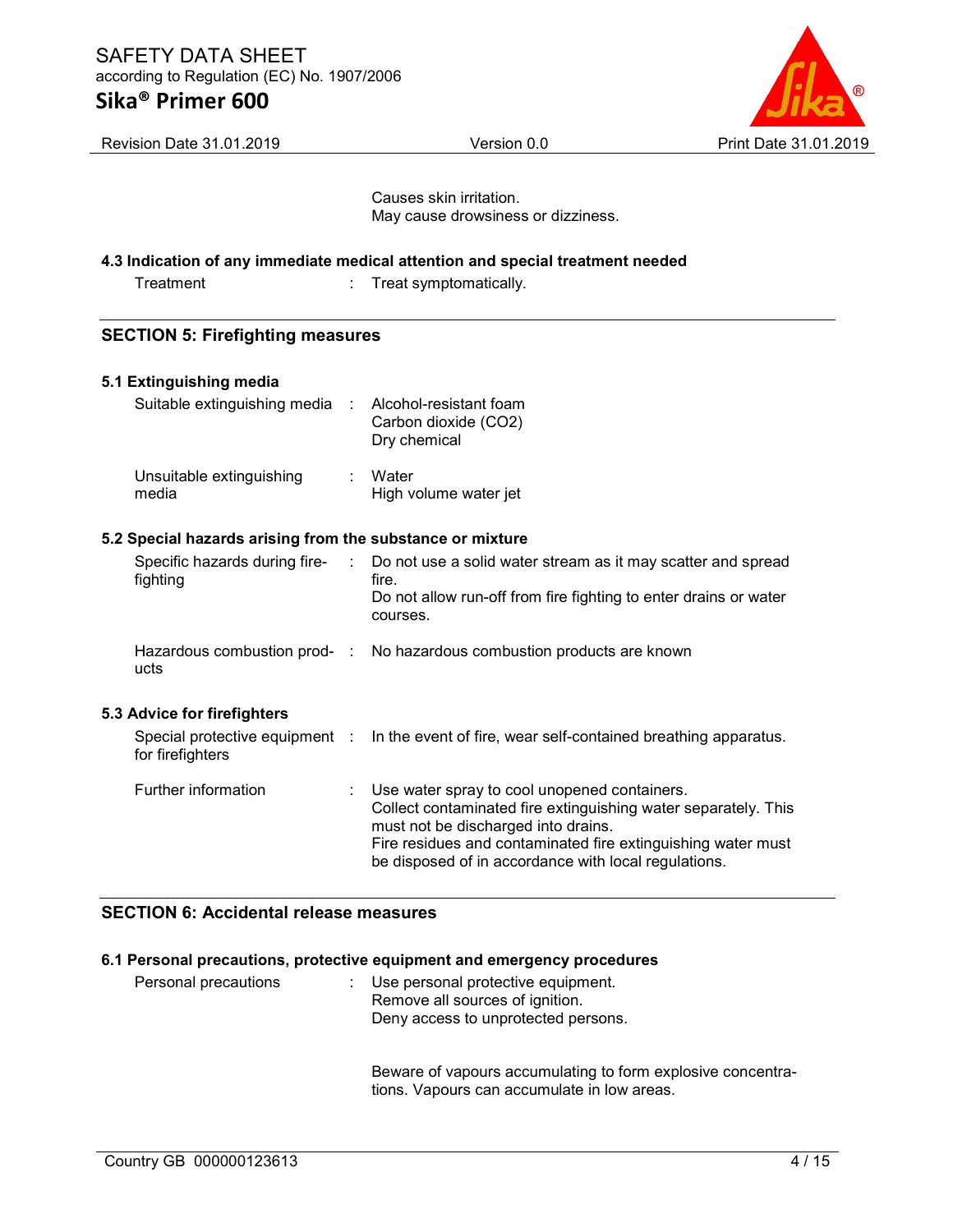Causes skin irritation.
May cause drowsiness or dizziness.

### 4.3 Indication of any immediate medical attention and special treatment needed

| | |
|---|---|
| Treatment | Treat symptomatically. |

## SECTION 5: Firefighting measures

### 5.1 Extinguishing media

| | |
|---|---|
| Suitable extinguishing media | Alcohol-resistant foam<br>Carbon dioxide ($CO_2$)<br>Dry chemical |
| Unsuitable extinguishing media | Water<br>High volume water jet |

### 5.2 Special hazards arising from the substance or mixture

| | |
|---|---|
| Specific hazards during fire-fighting | Do not use a solid water stream as it may scatter and spread fire.<br>Do not allow run-off from fire fighting to enter drains or water courses. |
| Hazardous combustion products | No hazardous combustion products are known |

### 5.3 Advice for firefighters

| | |
|---|---|
| Special protective equipment for firefighters | In the event of fire, wear self-contained breathing apparatus. |
| Further information | Use water spray to cool unopened containers.<br>Collect contaminated fire extinguishing water separately. This must not be discharged into drains.<br>Fire residues and contaminated fire extinguishing water must be disposed of in accordance with local regulations. |

## SECTION 6: Accidental release measures

### 6.1 Personal precautions, protective equipment and emergency procedures

| | |
|---|---|
| Personal precautions | Use personal protective equipment.<br>Remove all sources of ignition.<br>Deny access to unprotected persons.<br><br>Beware of vapours accumulating to form explosive concentrations. Vapours can accumulate in low areas. |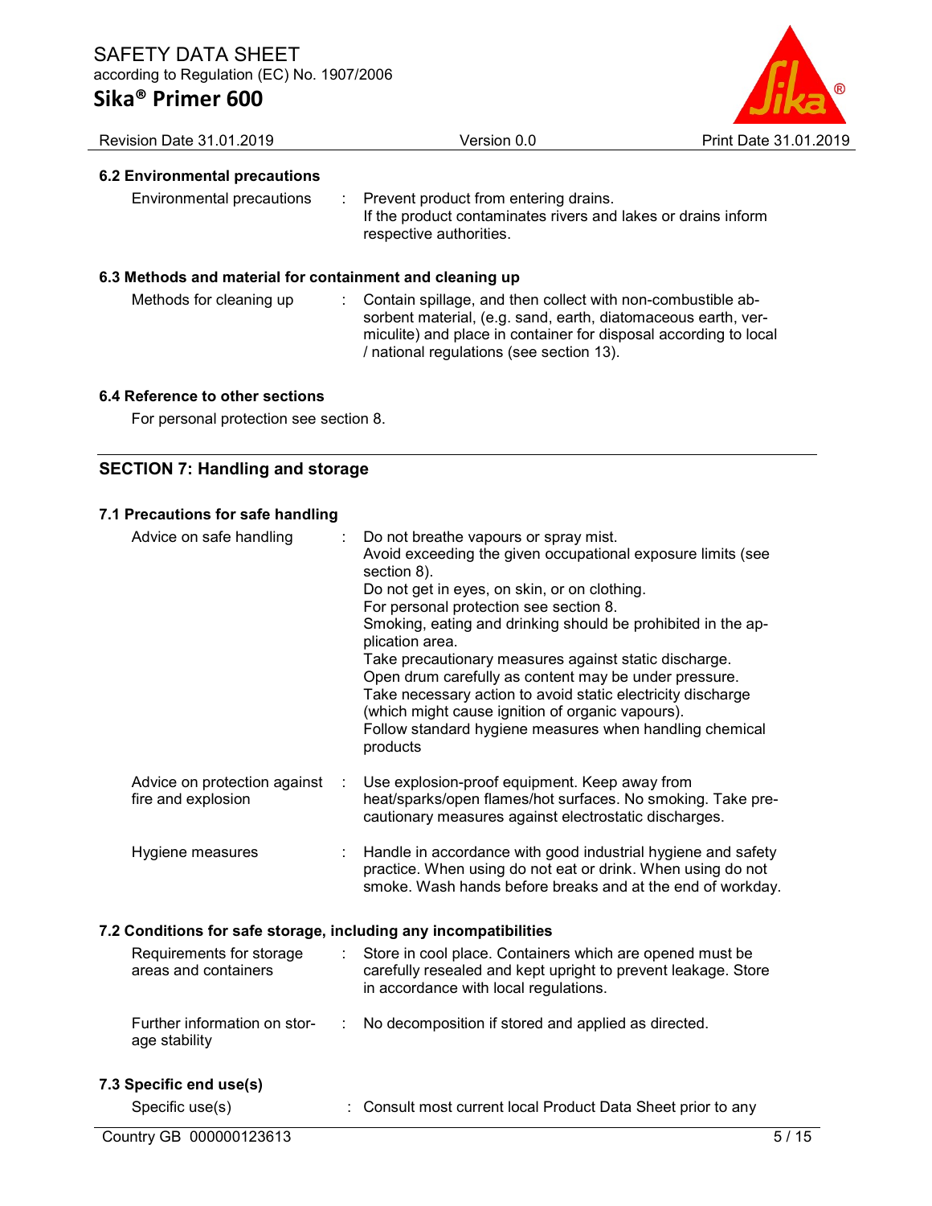### 6.2 Environmental precautions

| | |
|---|---|
| Environmental precautions | : Prevent product from entering drains. If the product contaminates rivers and lakes or drains inform respective authorities. |

### 6.3 Methods and material for containment and cleaning up

| | |
|---|---|
| Methods for cleaning up | : Contain spillage, and then collect with non-combustible absorbent material, (e.g. sand, earth, diatomaceous earth, vermiculite) and place in container for disposal according to local / national regulations (see section 13). |

### 6.4 Reference to other sections

For personal protection see section 8.

## SECTION 7: Handling and storage

### 7.1 Precautions for safe handling

| | |
|---|---|
| Advice on safe handling | : Do not breathe vapours or spray mist.<br>Avoid exceeding the given occupational exposure limits (see section 8).<br>Do not get in eyes, on skin, or on clothing.<br>For personal protection see section 8.<br>Smoking, eating and drinking should be prohibited in the application area.<br>Take precautionary measures against static discharge.<br>Open drum carefully as content may be under pressure.<br>Take necessary action to avoid static electricity discharge (which might cause ignition of organic vapours).<br>Follow standard hygiene measures when handling chemical products |
| Advice on protection against fire and explosion | : Use explosion-proof equipment. Keep away from heat/sparks/open flames/hot surfaces. No smoking. Take precautionary measures against electrostatic discharges. |
| Hygiene measures | : Handle in accordance with good industrial hygiene and safety practice. When using do not eat or drink. When using do not smoke. Wash hands before breaks and at the end of workday. |

### 7.2 Conditions for safe storage, including any incompatibilities

| | |
|---|---|
| Requirements for storage areas and containers | : Store in cool place. Containers which are opened must be carefully resealed and kept upright to prevent leakage. Store in accordance with local regulations. |
| Further information on storage stability | : No decomposition if stored and applied as directed. |

### 7.3 Specific end use(s)

| | |
|---|---|
| Specific use(s) | : Consult most current local Product Data Sheet prior to any |

Country GB 000000123613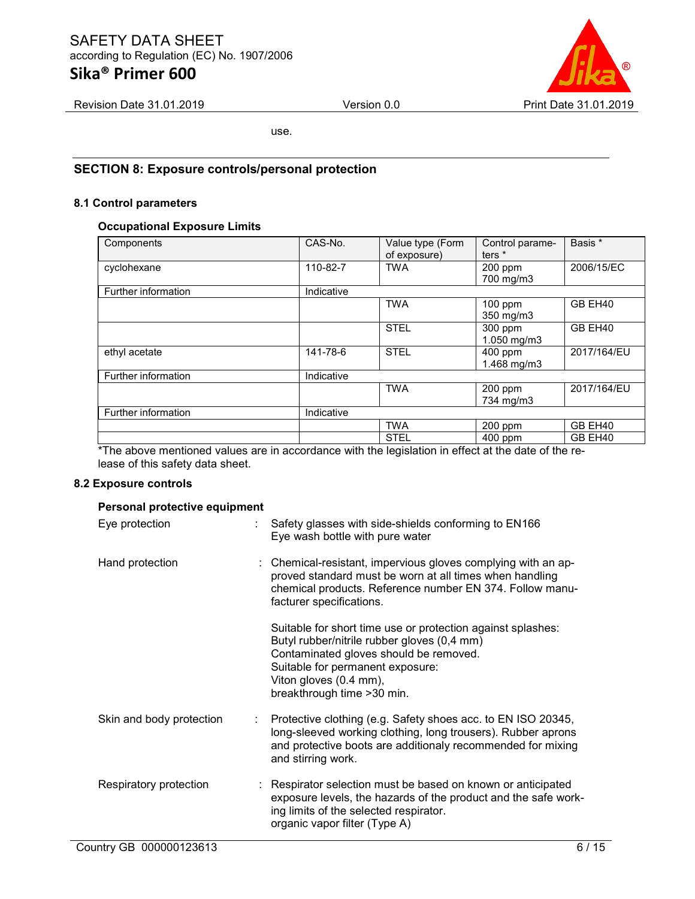use.

## SECTION 8: Exposure controls/personal protection

### 8.1 Control parameters

**Occupational Exposure Limits**

| Components | CAS-No. | Value type (Form of exposure) | Control parameters * | Basis * |
|---|---|---|---|---|
| cyclohexane | 110-82-7 | TWA | 200 ppm<br>700 mg/m3 | 2006/15/EC |
| Further information | Indicative | | | |
| | | TWA | 100 ppm<br>350 mg/m3 | GB EH40 |
| | | STEL | 300 ppm<br>1.050 mg/m3 | GB EH40 |
| ethyl acetate | 141-78-6 | STEL | 400 ppm<br>1.468 mg/m3 | 2017/164/EU |
| Further information | Indicative | | | |
| | | TWA | 200 ppm<br>734 mg/m3 | 2017/164/EU |
| Further information | Indicative | | | |
| | | TWA | 200 ppm | GB EH40 |
| | | STEL | 400 ppm | GB EH40 |

*The above mentioned values are in accordance with the legislation in effect at the date of the release of this safety data sheet.

### 8.2 Exposure controls

**Personal protective equipment**

Eye protection : Safety glasses with side-shields conforming to EN166
Eye wash bottle with pure water

Hand protection : Chemical-resistant, impervious gloves complying with an approved standard must be worn at all times when handling chemical products. Reference number EN 374. Follow manufacturer specifications.

Suitable for short time use or protection against splashes:
Butyl rubber/nitrile rubber gloves (0,4 mm)
Contaminated gloves should be removed.
Suitable for permanent exposure:
Viton gloves (0.4 mm),
breakthrough time >30 min.

Skin and body protection : Protective clothing (e.g. Safety shoes acc. to EN ISO 20345, long-sleeved working clothing, long trousers). Rubber aprons and protective boots are additionaly recommended for mixing and stirring work.

Respiratory protection : Respirator selection must be based on known or anticipated exposure levels, the hazards of the product and the safe working limits of the selected respirator.
organic vapor filter (Type A)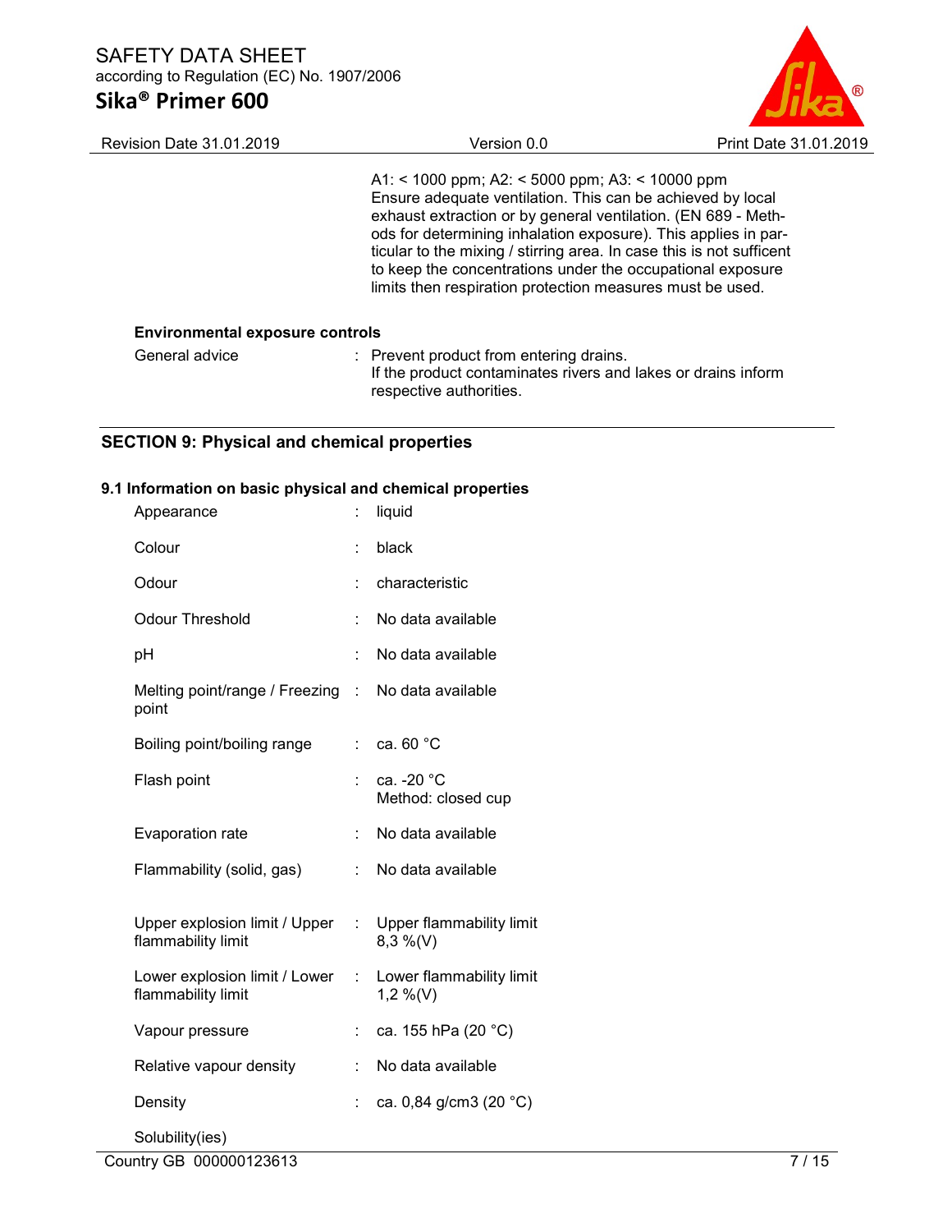A1: < 1000 ppm; A2: < 5000 ppm; A3: < 10000 ppm
Ensure adequate ventilation. This can be achieved by local exhaust extraction or by general ventilation. (EN 689 - Methods for determining inhalation exposure). This applies in particular to the mixing / stirring area. In case this is not sufficent to keep the concentrations under the occupational exposure limits then respiration protection measures must be used.

**Environmental exposure controls**

| | | |
|---|---|---|
| General advice | : | Prevent product from entering drains. If the product contaminates rivers and lakes or drains inform respective authorities. |

## SECTION 9: Physical and chemical properties

### 9.1 Information on basic physical and chemical properties

| | | |
|---|---|---|
| Appearance | : | liquid |
| Colour | : | black |
| Odour | : | characteristic |
| Odour Threshold | : | No data available |
| pH | : | No data available |
| Melting point/range / Freezing point | : | No data available |
| Boiling point/boiling range | : | ca. 60 °C |
| Flash point | : | ca. -20 °C<br>Method: closed cup |
| Evaporation rate | : | No data available |
| Flammability (solid, gas) | : | No data available |
| Upper explosion limit / Upper flammability limit | : | Upper flammability limit<br>8,3 %(V) |
| Lower explosion limit / Lower flammability limit | : | Lower flammability limit<br>1,2 %(V) |
| Vapour pressure | : | ca. 155 hPa (20 °C) |
| Relative vapour density | : | No data available |
| Density | : | ca. 0,84 g/cm3 (20 °C) |

Solubility(ies)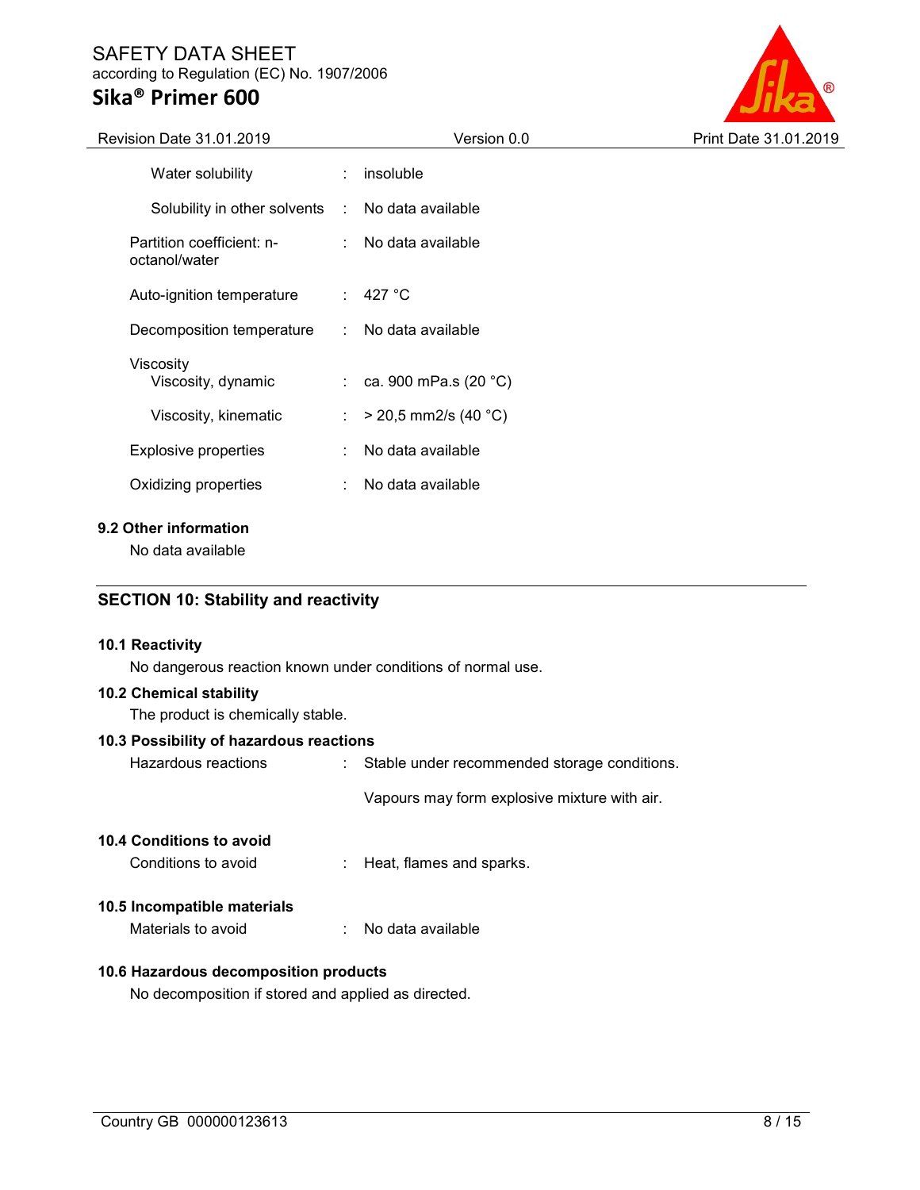| | | |
|---|---|---|
| Water solubility | : | insoluble |
| Solubility in other solvents | : | No data available |
| Partition coefficient: n-octanol/water | : | No data available |
| Auto-ignition temperature | : | 427 °C |
| Decomposition temperature | : | No data available |
| Viscosity | | |
| Viscosity, dynamic | : | ca. 900 mPa.s (20 °C) |
| Viscosity, kinematic | : | > 20,5 mm2/s (40 °C) |
| Explosive properties | : | No data available |
| Oxidizing properties | : | No data available |

### 9.2 Other information

No data available

## SECTION 10: Stability and reactivity

### 10.1 Reactivity

No dangerous reaction known under conditions of normal use.

### 10.2 Chemical stability

The product is chemically stable.

### 10.3 Possibility of hazardous reactions

Hazardous reactions : Stable under recommended storage conditions.

Vapours may form explosive mixture with air.

### 10.4 Conditions to avoid

Conditions to avoid : Heat, flames and sparks.

### 10.5 Incompatible materials

Materials to avoid : No data available

### 10.6 Hazardous decomposition products

No decomposition if stored and applied as directed.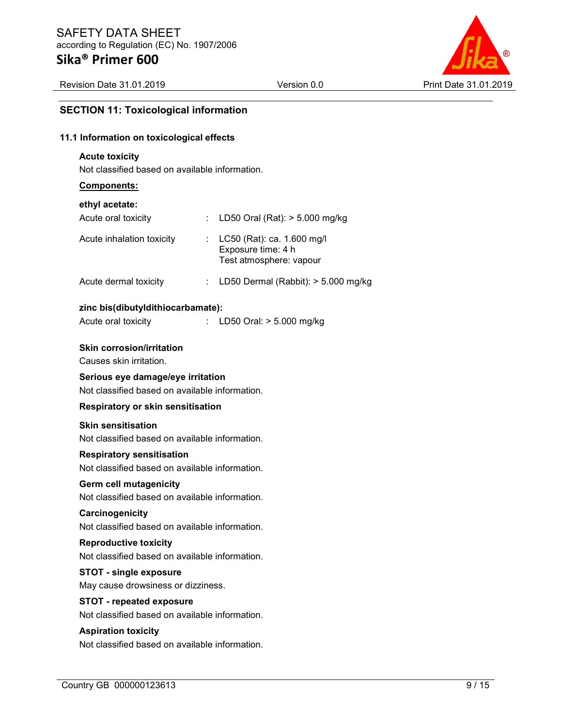## SECTION 11: Toxicological information

### 11.1 Information on toxicological effects

**Acute toxicity**

Not classified based on available information.

**Components:**

**ethyl acetate:**

| | | |
|---|---|---|
| Acute oral toxicity | : | LD50 Oral (Rat): > 5.000 mg/kg |
| Acute inhalation toxicity | : | LC50 (Rat): ca. 1.600 mg/l<br>Exposure time: 4 h<br>Test atmosphere: vapour |
| Acute dermal toxicity | : | LD50 Dermal (Rabbit): > 5.000 mg/kg |

**zinc bis(dibutyldithiocarbamate):**

| | | |
|---|---|---|
| Acute oral toxicity | : | LD50 Oral: > 5.000 mg/kg |

**Skin corrosion/irritation**

Causes skin irritation.

**Serious eye damage/eye irritation**

Not classified based on available information.

**Respiratory or skin sensitisation**

**Skin sensitisation**

Not classified based on available information.

**Respiratory sensitisation**

Not classified based on available information.

**Germ cell mutagenicity**

Not classified based on available information.

**Carcinogenicity**

Not classified based on available information.

**Reproductive toxicity**

Not classified based on available information.

**STOT - single exposure**

May cause drowsiness or dizziness.

**STOT - repeated exposure**

Not classified based on available information.

**Aspiration toxicity**

Not classified based on available information.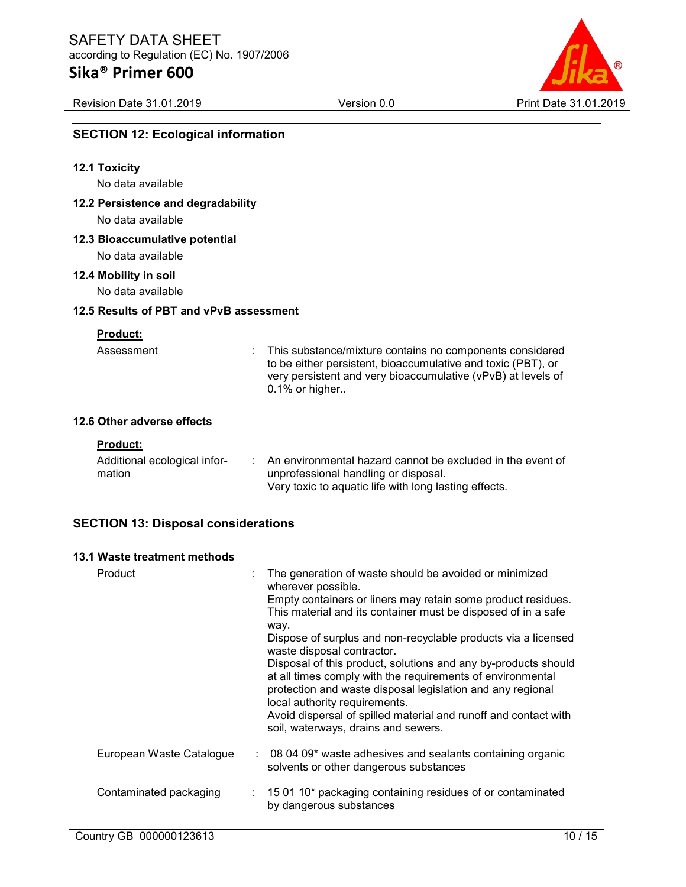## SECTION 12: Ecological information

### 12.1 Toxicity

No data available

### 12.2 Persistence and degradability

No data available

### 12.3 Bioaccumulative potential

No data available

### 12.4 Mobility in soil

No data available

### 12.5 Results of PBT and vPvB assessment

**Product:**

| | | |
|---|---|---|
| Assessment | : | This substance/mixture contains no components considered to be either persistent, bioaccumulative and toxic (PBT), or very persistent and very bioaccumulative (vPvB) at levels of 0.1% or higher.. |

### 12.6 Other adverse effects

**Product:**

| | | |
|---|---|---|
| Additional ecological information | : | An environmental hazard cannot be excluded in the event of unprofessional handling or disposal.<br>Very toxic to aquatic life with long lasting effects. |

## SECTION 13: Disposal considerations

### 13.1 Waste treatment methods

| | | |
|---|---|---|
| Product | : | The generation of waste should be avoided or minimized wherever possible.<br>Empty containers or liners may retain some product residues.<br>This material and its container must be disposed of in a safe way.<br>Dispose of surplus and non-recyclable products via a licensed waste disposal contractor.<br>Disposal of this product, solutions and any by-products should at all times comply with the requirements of environmental protection and waste disposal legislation and any regional local authority requirements.<br>Avoid dispersal of spilled material and runoff and contact with soil, waterways, drains and sewers. |
| European Waste Catalogue | : | 08 04 09* waste adhesives and sealants containing organic solvents or other dangerous substances |
| Contaminated packaging | : | 15 01 10* packaging containing residues of or contaminated by dangerous substances |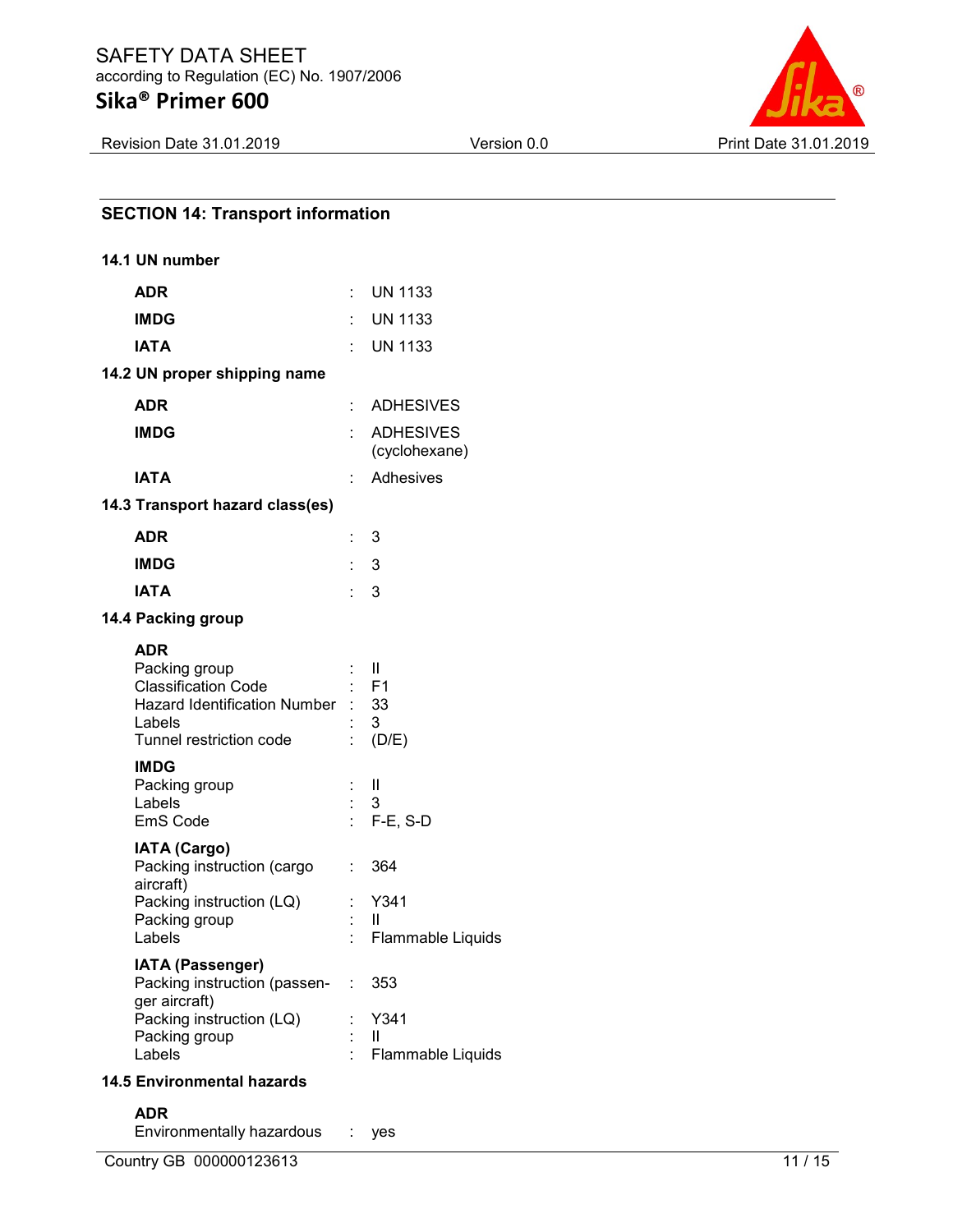## SECTION 14: Transport information

### 14.1 UN number

| | | |
|---|---|---|
| **ADR** | : | UN 1133 |
| **IMDG** | : | UN 1133 |
| **IATA** | : | UN 1133 |

### 14.2 UN proper shipping name

| | | |
|---|---|---|
| **ADR** | : | ADHESIVES |
| **IMDG** | : | ADHESIVES (cyclohexane) |
| **IATA** | : | Adhesives |

### 14.3 Transport hazard class(es)

| | | |
|---|---|---|
| **ADR** | : | 3 |
| **IMDG** | : | 3 |
| **IATA** | : | 3 |

### 14.4 Packing group

**ADR**

| | | |
|---|---|---|
| Packing group | : | II |
| Classification Code | : | F1 |
| Hazard Identification Number | : | 33 |
| Labels | : | 3 |
| Tunnel restriction code | : | (D/E) |

**IMDG**

| | | |
|---|---|---|
| Packing group | : | II |
| Labels | : | 3 |
| EmS Code | : | F-E, S-D |

**IATA (Cargo)**

| | | |
|---|---|---|
| Packing instruction (cargo aircraft) | : | 364 |
| Packing instruction (LQ) | : | Y341 |
| Packing group | : | II |
| Labels | : | Flammable Liquids |

**IATA (Passenger)**

| | | |
|---|---|---|
| Packing instruction (passenger aircraft) | : | 353 |
| Packing instruction (LQ) | : | Y341 |
| Packing group | : | II |
| Labels | : | Flammable Liquids |

### 14.5 Environmental hazards

**ADR**

| | | |
|---|---|---|
| Environmentally hazardous | : | yes |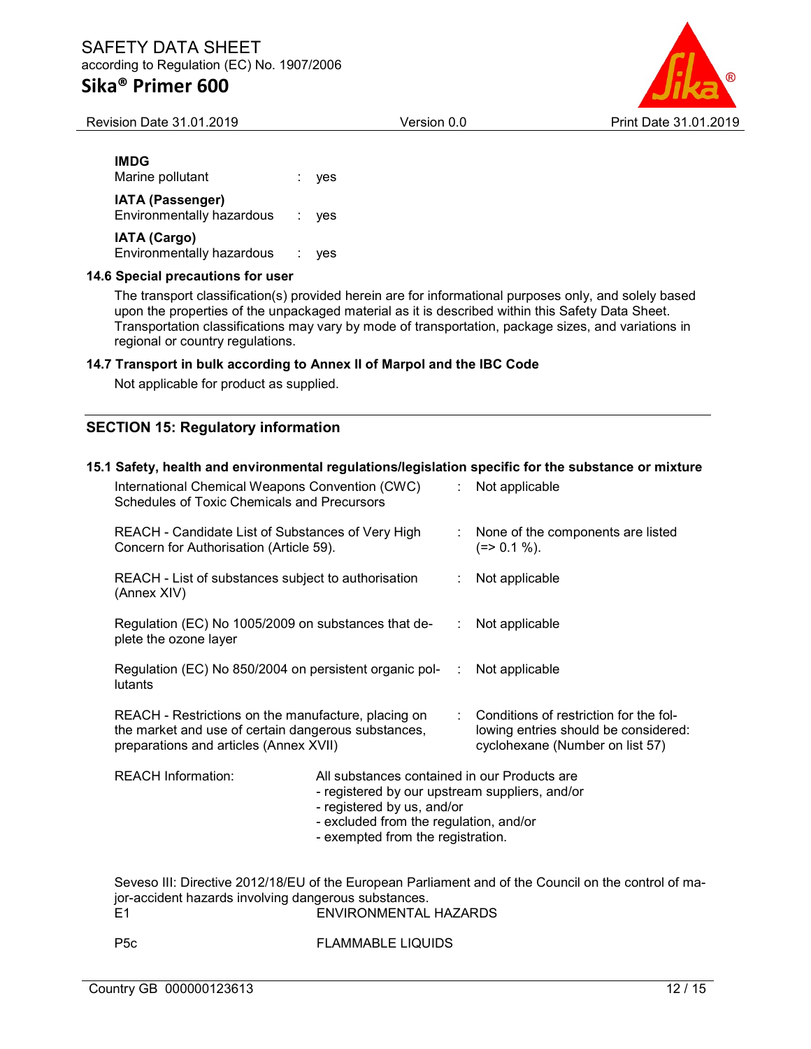**IMDG**

Marine pollutant : yes

**IATA (Passenger)**

Environmentally hazardous : yes

**IATA (Cargo)**

Environmentally hazardous : yes

### 14.6 Special precautions for user

The transport classification(s) provided herein are for informational purposes only, and solely based upon the properties of the unpackaged material as it is described within this Safety Data Sheet. Transportation classifications may vary by mode of transportation, package sizes, and variations in regional or country regulations.

### 14.7 Transport in bulk according to Annex II of Marpol and the IBC Code

Not applicable for product as supplied.

## SECTION 15: Regulatory information

### 15.1 Safety, health and environmental regulations/legislation specific for the substance or mixture

| | |
|---|---|
| International Chemical Weapons Convention (CWC) Schedules of Toxic Chemicals and Precursors | : Not applicable |
| REACH - Candidate List of Substances of Very High Concern for Authorisation (Article 59). | : None of the components are listed (=> 0.1 %). |
| REACH - List of substances subject to authorisation (Annex XIV) | : Not applicable |
| Regulation (EC) No 1005/2009 on substances that deplete the ozone layer | : Not applicable |
| Regulation (EC) No 850/2004 on persistent organic pollutants | : Not applicable |
| REACH - Restrictions on the manufacture, placing on the market and use of certain dangerous substances, preparations and articles (Annex XVII) | : Conditions of restriction for the following entries should be considered: cyclohexane (Number on list 57) |

REACH Information: All substances contained in our Products are
- registered by our upstream suppliers, and/or
- registered by us, and/or
- excluded from the regulation, and/or
- exempted from the registration.

Seveso III: Directive 2012/18/EU of the European Parliament and of the Council on the control of major-accident hazards involving dangerous substances.

| | |
|---|---|
| E1 | ENVIRONMENTAL HAZARDS |
| P5c | FLAMMABLE LIQUIDS |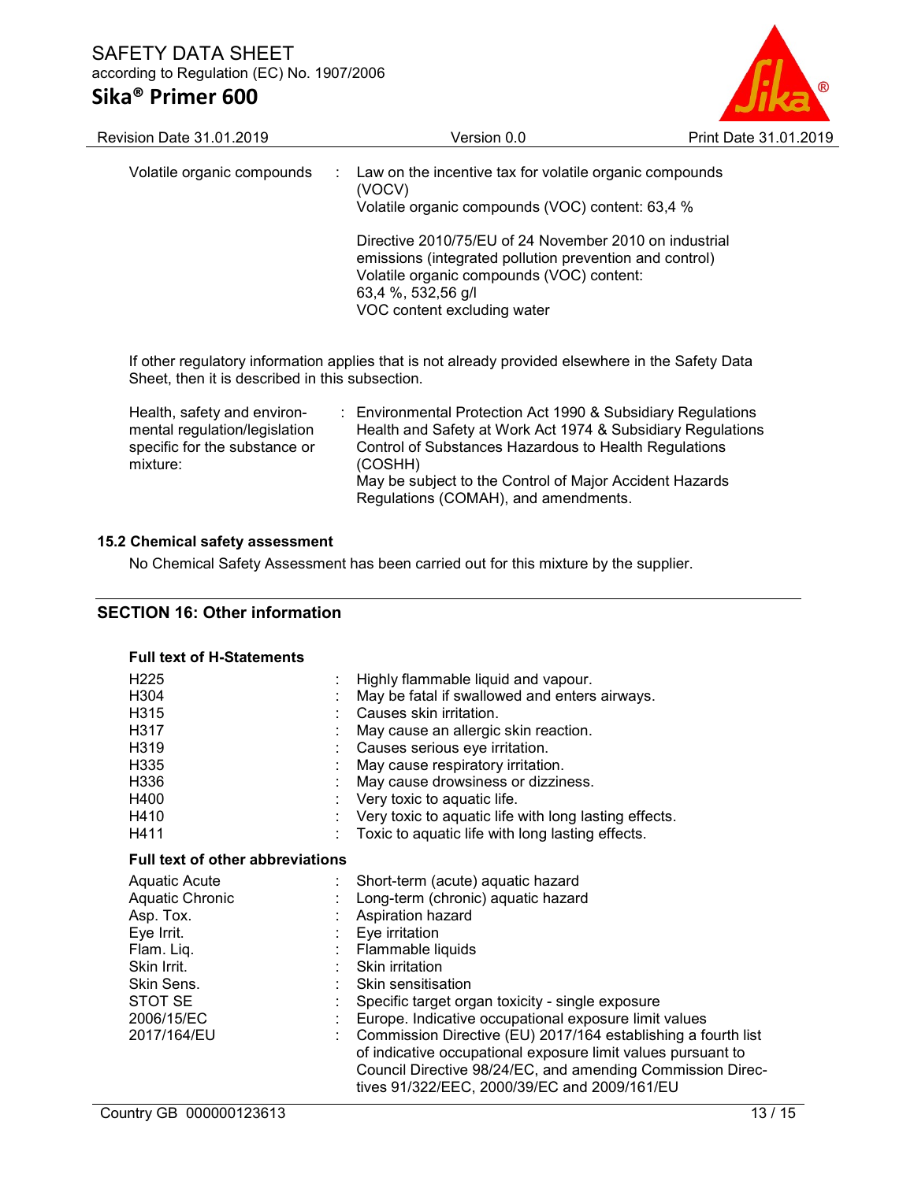| | | |
|---|---|---|
| Volatile organic compounds | : | Law on the incentive tax for volatile organic compounds (VOCV)<br>Volatile organic compounds (VOC) content: 63,4 %<br><br>Directive 2010/75/EU of 24 November 2010 on industrial emissions (integrated pollution prevention and control)<br>Volatile organic compounds (VOC) content:<br>63,4 %, 532,56 g/l<br>VOC content excluding water |

If other regulatory information applies that is not already provided elsewhere in the Safety Data Sheet, then it is described in this subsection.

| | | |
|---|---|---|
| Health, safety and environmental regulation/legislation specific for the substance or mixture: | : | Environmental Protection Act 1990 & Subsidiary Regulations<br>Health and Safety at Work Act 1974 & Subsidiary Regulations<br>Control of Substances Hazardous to Health Regulations (COSHH)<br>May be subject to the Control of Major Accident Hazards Regulations (COMAH), and amendments. |

### 15.2 Chemical safety assessment

No Chemical Safety Assessment has been carried out for this mixture by the supplier.

## SECTION 16: Other information

### Full text of H-Statements

| | | |
|---|---|---|
| H225 | : | Highly flammable liquid and vapour. |
| H304 | : | May be fatal if swallowed and enters airways. |
| H315 | : | Causes skin irritation. |
| H317 | : | May cause an allergic skin reaction. |
| H319 | : | Causes serious eye irritation. |
| H335 | : | May cause respiratory irritation. |
| H336 | : | May cause drowsiness or dizziness. |
| H400 | : | Very toxic to aquatic life. |
| H410 | : | Very toxic to aquatic life with long lasting effects. |
| H411 | : | Toxic to aquatic life with long lasting effects. |

### Full text of other abbreviations

| | | |
|---|---|---|
| Aquatic Acute | : | Short-term (acute) aquatic hazard |
| Aquatic Chronic | : | Long-term (chronic) aquatic hazard |
| Asp. Tox. | : | Aspiration hazard |
| Eye Irrit. | : | Eye irritation |
| Flam. Liq. | : | Flammable liquids |
| Skin Irrit. | : | Skin irritation |
| Skin Sens. | : | Skin sensitisation |
| STOT SE | : | Specific target organ toxicity - single exposure |
| 2006/15/EC | : | Europe. Indicative occupational exposure limit values |
| 2017/164/EU | : | Commission Directive (EU) 2017/164 establishing a fourth list of indicative occupational exposure limit values pursuant to Council Directive 98/24/EC, and amending Commission Directives 91/322/EEC, 2000/39/EC and 2009/161/EU |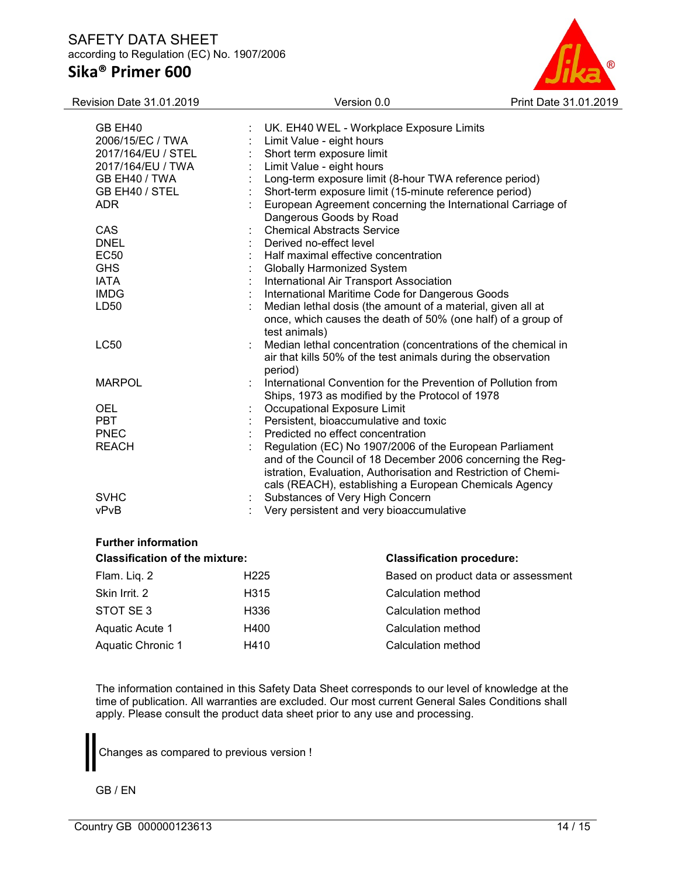| | | |
|---|---|---|
| GB EH40 | : | UK. EH40 WEL - Workplace Exposure Limits |
| 2006/15/EC / TWA | : | Limit Value - eight hours |
| 2017/164/EU / STEL | : | Short term exposure limit |
| 2017/164/EU / TWA | : | Limit Value - eight hours |
| GB EH40 / TWA | : | Long-term exposure limit (8-hour TWA reference period) |
| GB EH40 / STEL | : | Short-term exposure limit (15-minute reference period) |
| ADR | : | European Agreement concerning the International Carriage of Dangerous Goods by Road |
| CAS | : | Chemical Abstracts Service |
| DNEL | : | Derived no-effect level |
| EC50 | : | Half maximal effective concentration |
| GHS | : | Globally Harmonized System |
| IATA | : | International Air Transport Association |
| IMDG | : | International Maritime Code for Dangerous Goods |
| LD50 | : | Median lethal dosis (the amount of a material, given all at once, which causes the death of 50% (one half) of a group of test animals) |
| LC50 | : | Median lethal concentration (concentrations of the chemical in air that kills 50% of the test animals during the observation period) |
| MARPOL | : | International Convention for the Prevention of Pollution from Ships, 1973 as modified by the Protocol of 1978 |
| OEL | : | Occupational Exposure Limit |
| PBT | : | Persistent, bioaccumulative and toxic |
| PNEC | : | Predicted no effect concentration |
| REACH | : | Regulation (EC) No 1907/2006 of the European Parliament and of the Council of 18 December 2006 concerning the Registration, Evaluation, Authorisation and Restriction of Chemicals (REACH), establishing a European Chemicals Agency |
| SVHC | : | Substances of Very High Concern |
| vPvB | : | Very persistent and very bioaccumulative |

**Further information**

| **Classification of the mixture:** | | **Classification procedure:** |
|---|---|---|
| Flam. Liq. 2 | H225 | Based on product data or assessment |
| Skin Irrit. 2 | H315 | Calculation method |
| STOT SE 3 | H336 | Calculation method |
| Aquatic Acute 1 | H400 | Calculation method |
| Aquatic Chronic 1 | H410 | Calculation method |

The information contained in this Safety Data Sheet corresponds to our level of knowledge at the time of publication. All warranties are excluded. Our most current General Sales Conditions shall apply. Please consult the product data sheet prior to any use and processing.

|| Changes as compared to previous version !

GB / EN